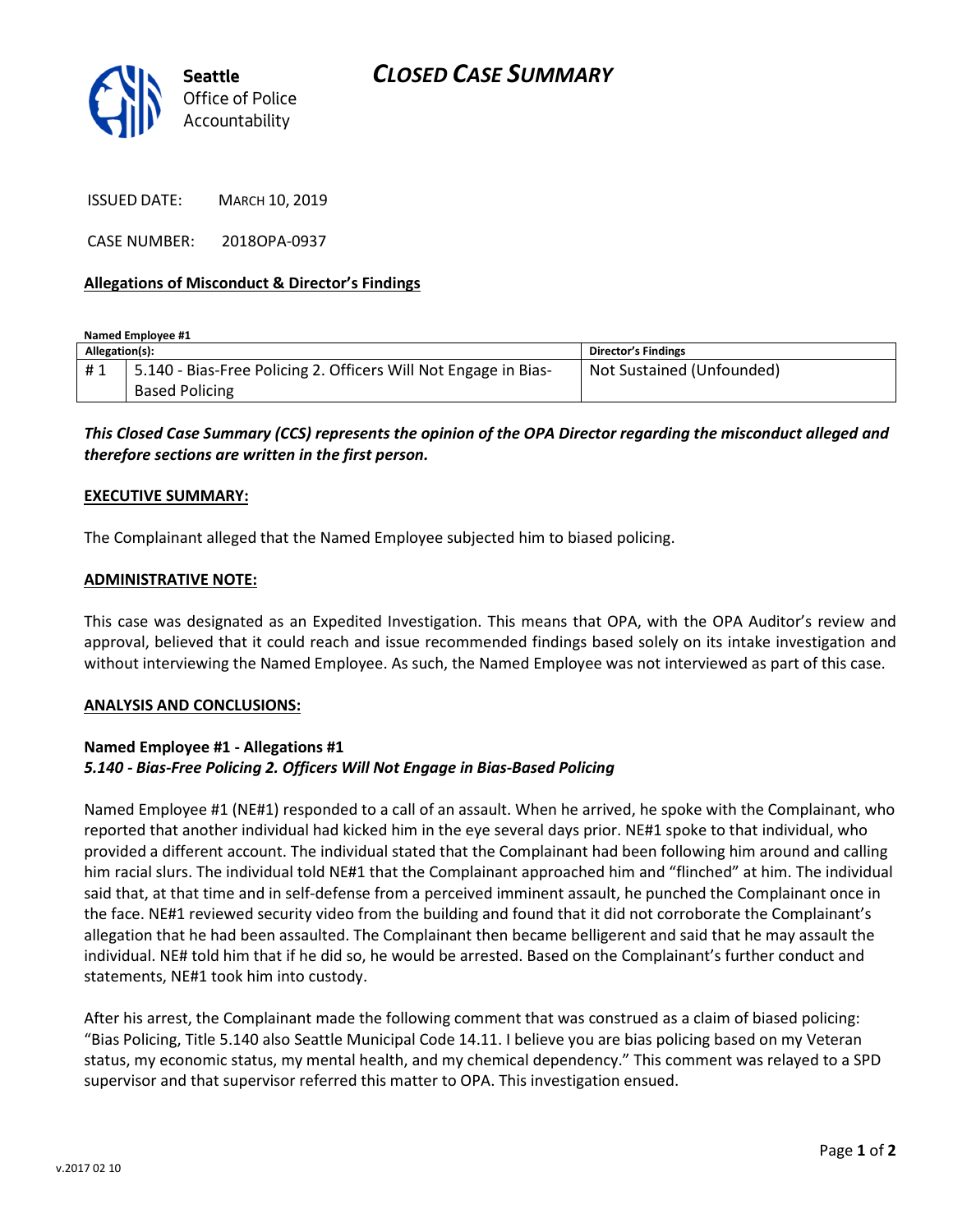Seattle
Office of Police Accountability

# *CLOSED CASE SUMMARY*

ISSUED DATE: MARCH 10, 2019

CASE NUMBER: 2018OPA-0937

**Allegations of Misconduct & Director's Findings**

**Named Employee #1**

| **Allegation(s):** | | **Director's Findings** |
|---|---|---|
| # 1 | 5.140 - Bias-Free Policing 2. Officers Will Not Engage in Bias-Based Policing | Not Sustained (Unfounded) |

***This Closed Case Summary (CCS) represents the opinion of the OPA Director regarding the misconduct alleged and therefore sections are written in the first person.***

**EXECUTIVE SUMMARY:**

The Complainant alleged that the Named Employee subjected him to biased policing.

**ADMINISTRATIVE NOTE:**

This case was designated as an Expedited Investigation. This means that OPA, with the OPA Auditor's review and approval, believed that it could reach and issue recommended findings based solely on its intake investigation and without interviewing the Named Employee. As such, the Named Employee was not interviewed as part of this case.

**ANALYSIS AND CONCLUSIONS:**

**Named Employee #1 - Allegations #1**
***5.140 - Bias-Free Policing 2. Officers Will Not Engage in Bias-Based Policing***

Named Employee #1 (NE#1) responded to a call of an assault. When he arrived, he spoke with the Complainant, who reported that another individual had kicked him in the eye several days prior. NE#1 spoke to that individual, who provided a different account. The individual stated that the Complainant had been following him around and calling him racial slurs. The individual told NE#1 that the Complainant approached him and "flinched" at him. The individual said that, at that time and in self-defense from a perceived imminent assault, he punched the Complainant once in the face. NE#1 reviewed security video from the building and found that it did not corroborate the Complainant's allegation that he had been assaulted. The Complainant then became belligerent and said that he may assault the individual. NE# told him that if he did so, he would be arrested. Based on the Complainant's further conduct and statements, NE#1 took him into custody.

After his arrest, the Complainant made the following comment that was construed as a claim of biased policing: "Bias Policing, Title 5.140 also Seattle Municipal Code 14.11. I believe you are bias policing based on my Veteran status, my economic status, my mental health, and my chemical dependency." This comment was relayed to a SPD supervisor and that supervisor referred this matter to OPA. This investigation ensued.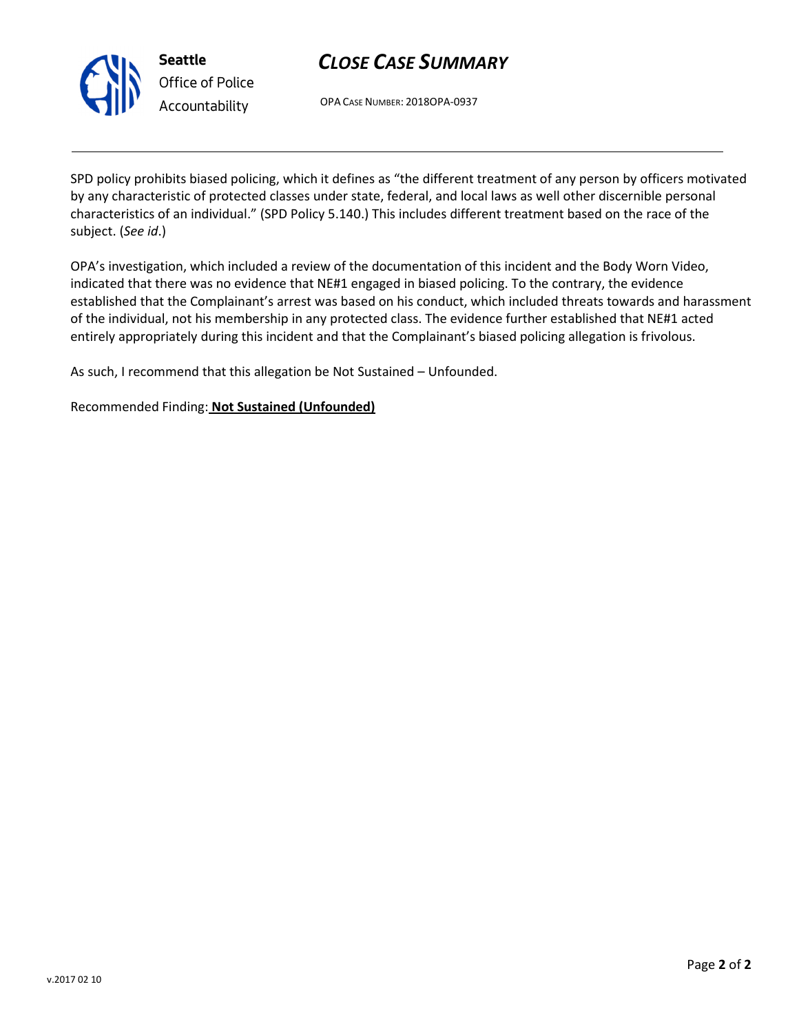SPD policy prohibits biased policing, which it defines as "the different treatment of any person by officers motivated by any characteristic of protected classes under state, federal, and local laws as well other discernible personal characteristics of an individual." (SPD Policy 5.140.) This includes different treatment based on the race of the subject. (*See id*.)

OPA's investigation, which included a review of the documentation of this incident and the Body Worn Video, indicated that there was no evidence that NE#1 engaged in biased policing. To the contrary, the evidence established that the Complainant's arrest was based on his conduct, which included threats towards and harassment of the individual, not his membership in any protected class. The evidence further established that NE#1 acted entirely appropriately during this incident and that the Complainant's biased policing allegation is frivolous.

As such, I recommend that this allegation be Not Sustained – Unfounded.

Recommended Finding: **Not Sustained (Unfounded)**